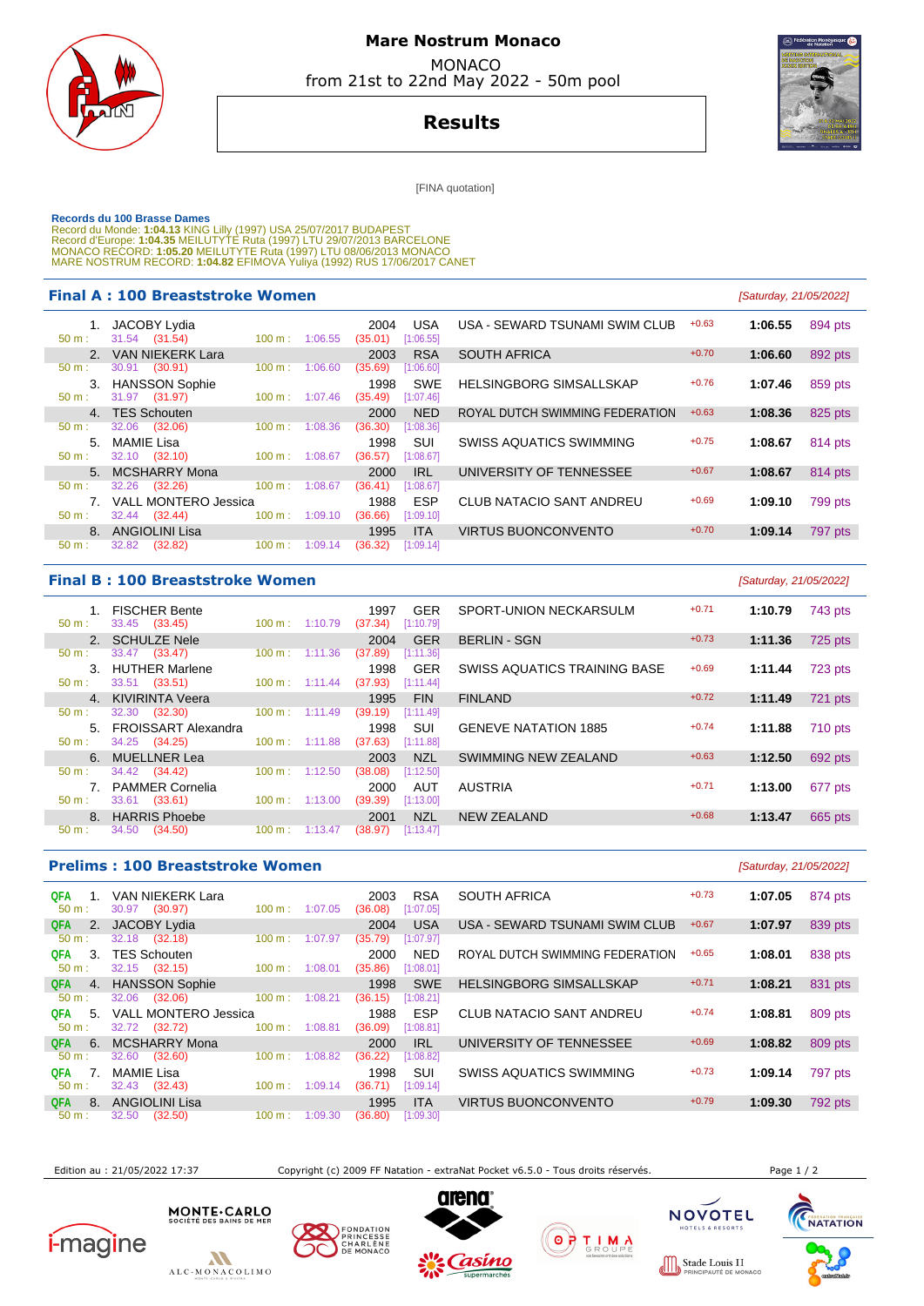# Mare Nostrum Monaco

MONACO
from 21st to 22nd May 2022 - 50m pool

## Results

[FINA quotation]

**Records du 100 Brasse Dames**
Record du Monde: **1:04.13** KING Lilly (1997) USA 25/07/2017 BUDAPEST
Record d'Europe: **1:04.35** MEILUTYTE Ruta (1997) LTU 29/07/2013 BARCELONE
MONACO RECORD: **1:05.20** MEILUTYTE Ruta (1997) LTU 08/06/2013 MONACO
MARE NOSTRUM RECORD: **1:04.82** EFIMOVA Yuliya (1992) RUS 17/06/2017 CANET

### Final A : 100 Breaststroke Women

*[Saturday, 21/05/2022]*

| Rank | Name | Year | Nat | Club | Reaction | Time | Points |
|---|---|---|---|---|---|---|---|
| 1. | JACOBY Lydia | 2004 | USA | USA - SEWARD TSUNAMI SWIM CLUB | +0.63 | 1:06.55 | 894 pts |
| | 50 m : 31.54 (31.54) 100 m : 1:06.55 (35.01) [1:06.55] | | | | | | |
| 2. | VAN NIEKERK Lara | 2003 | RSA | SOUTH AFRICA | +0.70 | 1:06.60 | 892 pts |
| | 50 m : 30.91 (30.91) 100 m : 1:06.60 (35.69) [1:06.60] | | | | | | |
| 3. | HANSSON Sophie | 1998 | SWE | HELSINGBORG SIMSALLSKAP | +0.76 | 1:07.46 | 859 pts |
| | 50 m : 31.97 (31.97) 100 m : 1:07.46 (35.49) [1:07.46] | | | | | | |
| 4. | TES Schouten | 2000 | NED | ROYAL DUTCH SWIMMING FEDERATION | +0.63 | 1:08.36 | 825 pts |
| | 50 m : 32.06 (32.06) 100 m : 1:08.36 (36.30) [1:08.36] | | | | | | |
| 5. | MAMIE Lisa | 1998 | SUI | SWISS AQUATICS SWIMMING | +0.75 | 1:08.67 | 814 pts |
| | 50 m : 32.10 (32.10) 100 m : 1:08.67 (36.57) [1:08.67] | | | | | | |
| 5. | MCSHARRY Mona | 2000 | IRL | UNIVERSITY OF TENNESSEE | +0.67 | 1:08.67 | 814 pts |
| | 50 m : 32.26 (32.26) 100 m : 1:08.67 (36.41) [1:08.67] | | | | | | |
| 7. | VALL MONTERO Jessica | 1988 | ESP | CLUB NATACIO SANT ANDREU | +0.69 | 1:09.10 | 799 pts |
| | 50 m : 32.44 (32.44) 100 m : 1:09.10 (36.66) [1:09.10] | | | | | | |
| 8. | ANGIOLINI Lisa | 1995 | ITA | VIRTUS BUONCONVENTO | +0.70 | 1:09.14 | 797 pts |
| | 50 m : 32.82 (32.82) 100 m : 1:09.14 (36.32) [1:09.14] | | | | | | |

### Final B : 100 Breaststroke Women

*[Saturday, 21/05/2022]*

| Rank | Name | Year | Nat | Club | Reaction | Time | Points |
|---|---|---|---|---|---|---|---|
| 1. | FISCHER Bente | 1997 | GER | SPORT-UNION NECKARSULM | +0.71 | 1:10.79 | 743 pts |
| | 50 m : 33.45 (33.45) 100 m : 1:10.79 (37.34) [1:10.79] | | | | | | |
| 2. | SCHULZE Nele | 2004 | GER | BERLIN - SGN | +0.73 | 1:11.36 | 725 pts |
| | 50 m : 33.47 (33.47) 100 m : 1:11.36 (37.89) [1:11.36] | | | | | | |
| 3. | HUTHER Marlene | 1998 | GER | SWISS AQUATICS TRAINING BASE | +0.69 | 1:11.44 | 723 pts |
| | 50 m : 33.51 (33.51) 100 m : 1:11.44 (37.93) [1:11.44] | | | | | | |
| 4. | KIVIRINTA Veera | 1995 | FIN | FINLAND | +0.72 | 1:11.49 | 721 pts |
| | 50 m : 32.30 (32.30) 100 m : 1:11.49 (39.19) [1:11.49] | | | | | | |
| 5. | FROISSART Alexandra | 1998 | SUI | GENEVE NATATION 1885 | +0.74 | 1:11.88 | 710 pts |
| | 50 m : 34.25 (34.25) 100 m : 1:11.88 (37.63) [1:11.88] | | | | | | |
| 6. | MUELLNER Lea | 2003 | NZL | SWIMMING NEW ZEALAND | +0.63 | 1:12.50 | 692 pts |
| | 50 m : 34.42 (34.42) 100 m : 1:12.50 (38.08) [1:12.50] | | | | | | |
| 7. | PAMMER Cornelia | 2000 | AUT | AUSTRIA | +0.71 | 1:13.00 | 677 pts |
| | 50 m : 33.61 (33.61) 100 m : 1:13.00 (39.39) [1:13.00] | | | | | | |
| 8. | HARRIS Phoebe | 2001 | NZL | NEW ZEALAND | +0.68 | 1:13.47 | 665 pts |
| | 50 m : 34.50 (34.50) 100 m : 1:13.47 (38.97) [1:13.47] | | | | | | |

### Prelims : 100 Breaststroke Women

*[Saturday, 21/05/2022]*

| Q | Rank | Name | Year | Nat | Club | Reaction | Time | Points |
|---|---|---|---|---|---|---|---|---|
| QFA | 1. | VAN NIEKERK Lara | 2003 | RSA | SOUTH AFRICA | +0.73 | 1:07.05 | 874 pts |
| | | 50 m : 30.97 (30.97) 100 m : 1:07.05 (36.08) [1:07.05] | | | | | | |
| QFA | 2. | JACOBY Lydia | 2004 | USA | USA - SEWARD TSUNAMI SWIM CLUB | +0.67 | 1:07.97 | 839 pts |
| | | 50 m : 32.18 (32.18) 100 m : 1:07.97 (35.79) [1:07.97] | | | | | | |
| QFA | 3. | TES Schouten | 2000 | NED | ROYAL DUTCH SWIMMING FEDERATION | +0.65 | 1:08.01 | 838 pts |
| | | 50 m : 32.15 (32.15) 100 m : 1:08.01 (35.86) [1:08.01] | | | | | | |
| QFA | 4. | HANSSON Sophie | 1998 | SWE | HELSINGBORG SIMSALLSKAP | +0.71 | 1:08.21 | 831 pts |
| | | 50 m : 32.06 (32.06) 100 m : 1:08.21 (36.15) [1:08.21] | | | | | | |
| QFA | 5. | VALL MONTERO Jessica | 1988 | ESP | CLUB NATACIO SANT ANDREU | +0.74 | 1:08.81 | 809 pts |
| | | 50 m : 32.72 (32.72) 100 m : 1:08.81 (36.09) [1:08.81] | | | | | | |
| QFA | 6. | MCSHARRY Mona | 2000 | IRL | UNIVERSITY OF TENNESSEE | +0.69 | 1:08.82 | 809 pts |
| | | 50 m : 32.60 (32.60) 100 m : 1:08.82 (36.22) [1:08.82] | | | | | | |
| QFA | 7. | MAMIE Lisa | 1998 | SUI | SWISS AQUATICS SWIMMING | +0.73 | 1:09.14 | 797 pts |
| | | 50 m : 32.43 (32.43) 100 m : 1:09.14 (36.71) [1:09.14] | | | | | | |
| QFA | 8. | ANGIOLINI Lisa | 1995 | ITA | VIRTUS BUONCONVENTO | +0.79 | 1:09.30 | 792 pts |
| | | 50 m : 32.50 (32.50) 100 m : 1:09.30 (36.80) [1:09.30] | | | | | | |

Edition au : 21/05/2022 17:37

Copyright (c) 2009 FF Natation - extraNat Pocket v6.5.0 - Tous droits réservés.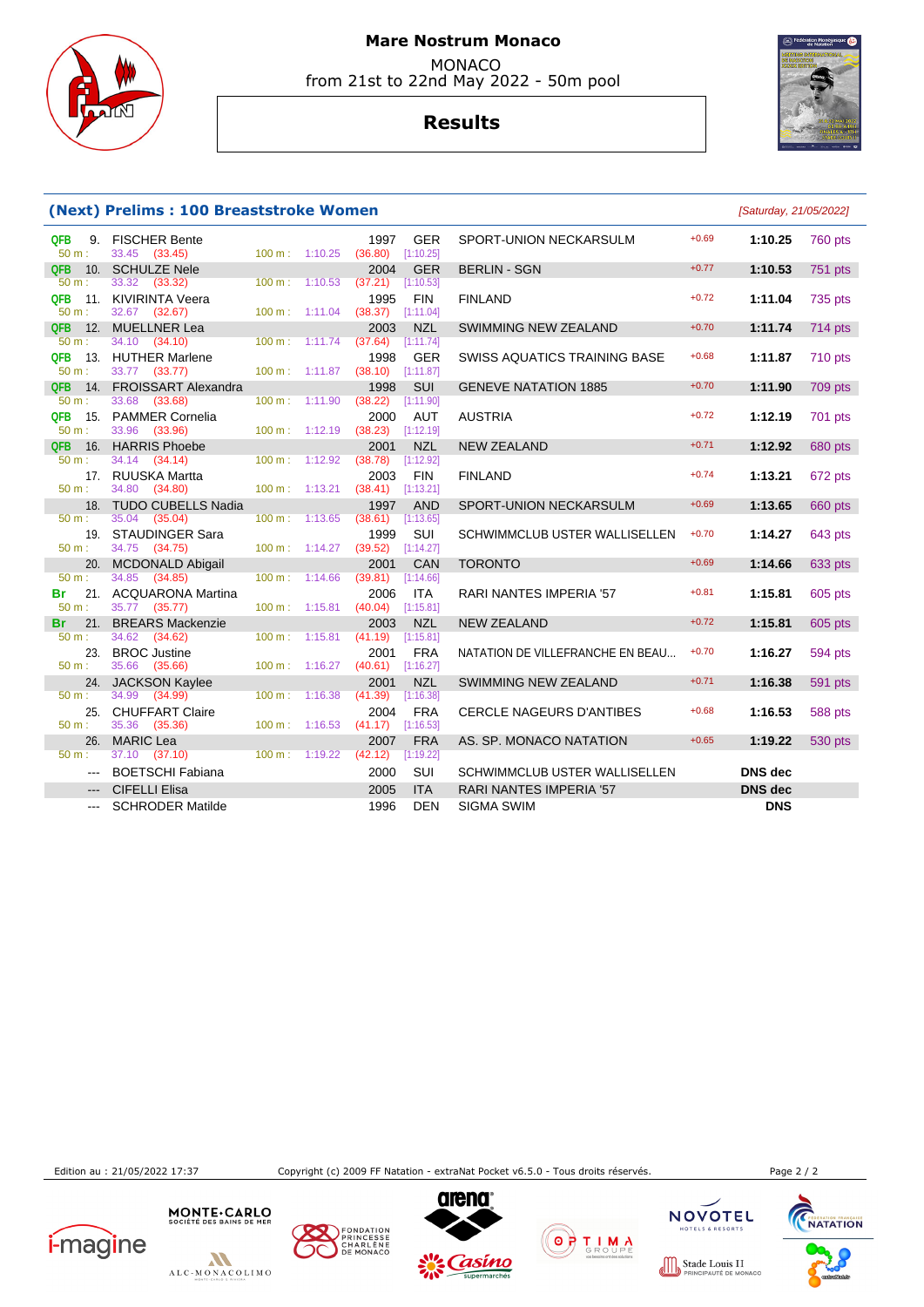# Mare Nostrum Monaco

MONACO
from 21st to 22nd May 2022 - 50m pool

## Results

### (Next) Prelims : 100 Breaststroke Women

*[Saturday, 21/05/2022]*

| | Rank | Name | 50 m | 100 m | Year | Nat | Club | RT | Time | Points |
|---|---|---|---|---|---|---|---|---|---|---|
| QFB | 9. | FISCHER Bente | 33.45 (33.45) | 1:10.25 (36.80) [1:10.25] | 1997 | GER | SPORT-UNION NECKARSULM | +0.69 | 1:10.25 | 760 pts |
| QFB | 10. | SCHULZE Nele | 33.32 (33.32) | 1:10.53 (37.21) [1:10.53] | 2004 | GER | BERLIN - SGN | +0.77 | 1:10.53 | 751 pts |
| QFB | 11. | KIVIRINTA Veera | 32.67 (32.67) | 1:11.04 (38.37) [1:11.04] | 1995 | FIN | FINLAND | +0.72 | 1:11.04 | 735 pts |
| QFB | 12. | MUELLNER Lea | 34.10 (34.10) | 1:11.74 (37.64) [1:11.74] | 2003 | NZL | SWIMMING NEW ZEALAND | +0.70 | 1:11.74 | 714 pts |
| QFB | 13. | HUTHER Marlene | 33.77 (33.77) | 1:11.87 (38.10) [1:11.87] | 1998 | GER | SWISS AQUATICS TRAINING BASE | +0.68 | 1:11.87 | 710 pts |
| QFB | 14. | FROISSART Alexandra | 33.68 (33.68) | 1:11.90 (38.22) [1:11.90] | 1998 | SUI | GENEVE NATATION 1885 | +0.70 | 1:11.90 | 709 pts |
| QFB | 15. | PAMMER Cornelia | 33.96 (33.96) | 1:12.19 (38.23) [1:12.19] | 2000 | AUT | AUSTRIA | +0.72 | 1:12.19 | 701 pts |
| QFB | 16. | HARRIS Phoebe | 34.14 (34.14) | 1:12.92 (38.78) [1:12.92] | 2001 | NZL | NEW ZEALAND | +0.71 | 1:12.92 | 680 pts |
| | 17. | RUUSKA Martta | 34.80 (34.80) | 1:13.21 (38.41) [1:13.21] | 2003 | FIN | FINLAND | +0.74 | 1:13.21 | 672 pts |
| | 18. | TUDO CUBELLS Nadia | 35.04 (35.04) | 1:13.65 (38.61) [1:13.65] | 1997 | AND | SPORT-UNION NECKARSULM | +0.69 | 1:13.65 | 660 pts |
| | 19. | STAUDINGER Sara | 34.75 (34.75) | 1:14.27 (39.52) [1:14.27] | 1999 | SUI | SCHWIMMCLUB USTER WALLISELLEN | +0.70 | 1:14.27 | 643 pts |
| | 20. | MCDONALD Abigail | 34.85 (34.85) | 1:14.66 (39.81) [1:14.66] | 2001 | CAN | TORONTO | +0.69 | 1:14.66 | 633 pts |
| Br | 21. | ACQUARONA Martina | 35.77 (35.77) | 1:15.81 (40.04) [1:15.81] | 2006 | ITA | RARI NANTES IMPERIA '57 | +0.81 | 1:15.81 | 605 pts |
| Br | 21. | BREARS Mackenzie | 34.62 (34.62) | 1:15.81 (41.19) [1:15.81] | 2003 | NZL | NEW ZEALAND | +0.72 | 1:15.81 | 605 pts |
| | 23. | BROC Justine | 35.66 (35.66) | 1:16.27 (40.61) [1:16.27] | 2001 | FRA | NATATION DE VILLEFRANCHE EN BEAU... | +0.70 | 1:16.27 | 594 pts |
| | 24. | JACKSON Kaylee | 34.99 (34.99) | 1:16.38 (41.39) [1:16.38] | 2001 | NZL | SWIMMING NEW ZEALAND | +0.71 | 1:16.38 | 591 pts |
| | 25. | CHUFFART Claire | 35.36 (35.36) | 1:16.53 (41.17) [1:16.53] | 2004 | FRA | CERCLE NAGEURS D'ANTIBES | +0.68 | 1:16.53 | 588 pts |
| | 26. | MARIC Lea | 37.10 (37.10) | 1:19.22 (42.12) [1:19.22] | 2007 | FRA | AS. SP. MONACO NATATION | +0.65 | 1:19.22 | 530 pts |
| | --- | BOETSCHI Fabiana | | | 2000 | SUI | SCHWIMMCLUB USTER WALLISELLEN | | DNS dec | |
| | --- | CIFELLI Elisa | | | 2005 | ITA | RARI NANTES IMPERIA '57 | | DNS dec | |
| | --- | SCHRODER Matilde | | | 1996 | DEN | SIGMA SWIM | | DNS | |

Edition au : 21/05/2022 17:37 — Copyright (c) 2009 FF Natation - extraNat Pocket v6.5.0 - Tous droits réservés.